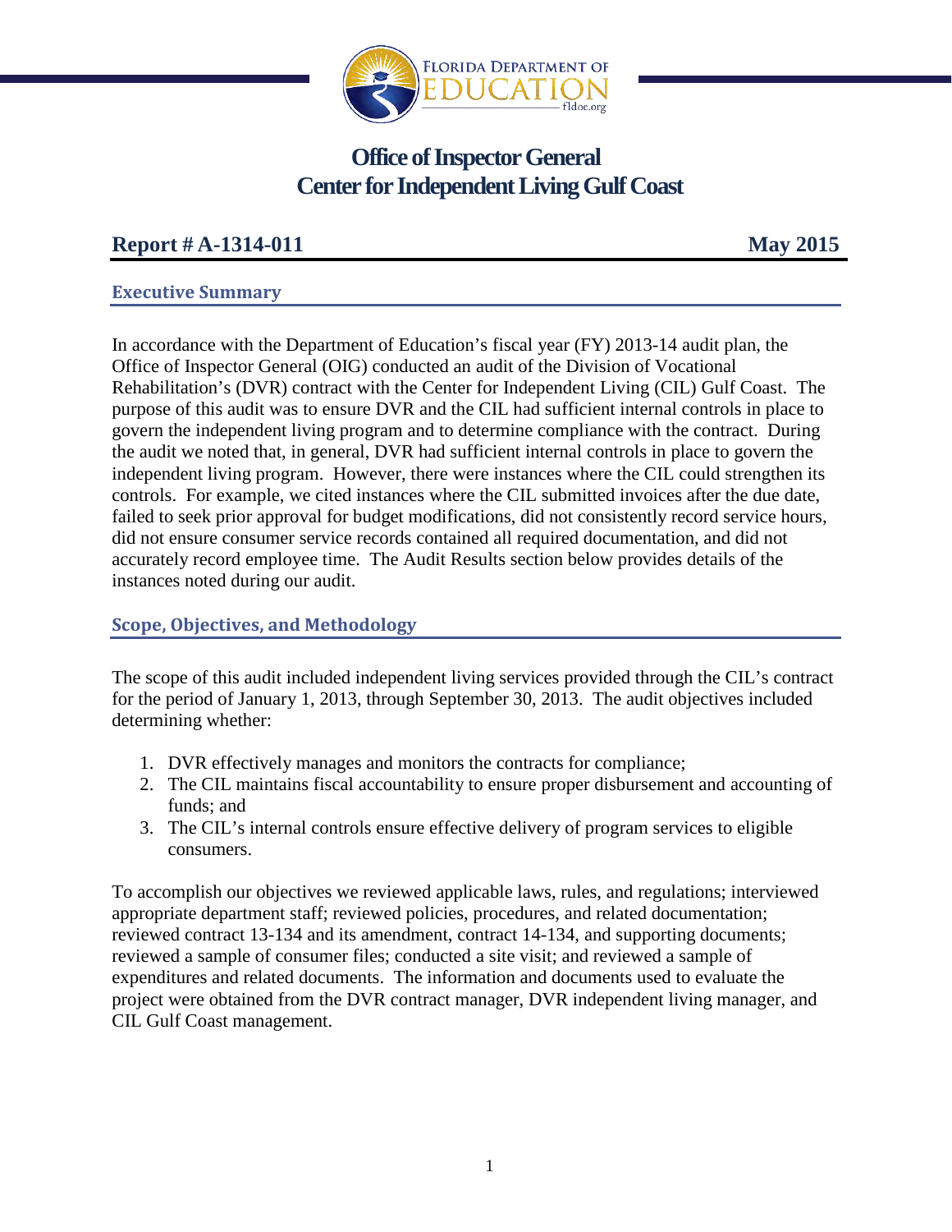# Office of Inspector General
# Center for Independent Living Gulf Coast

**Report # A-1314-011** **May 2015**

## Executive Summary

In accordance with the Department of Education's fiscal year (FY) 2013-14 audit plan, the Office of Inspector General (OIG) conducted an audit of the Division of Vocational Rehabilitation's (DVR) contract with the Center for Independent Living (CIL) Gulf Coast. The purpose of this audit was to ensure DVR and the CIL had sufficient internal controls in place to govern the independent living program and to determine compliance with the contract. During the audit we noted that, in general, DVR had sufficient internal controls in place to govern the independent living program. However, there were instances where the CIL could strengthen its controls. For example, we cited instances where the CIL submitted invoices after the due date, failed to seek prior approval for budget modifications, did not consistently record service hours, did not ensure consumer service records contained all required documentation, and did not accurately record employee time. The Audit Results section below provides details of the instances noted during our audit.

## Scope, Objectives, and Methodology

The scope of this audit included independent living services provided through the CIL's contract for the period of January 1, 2013, through September 30, 2013. The audit objectives included determining whether:

1. DVR effectively manages and monitors the contracts for compliance;
2. The CIL maintains fiscal accountability to ensure proper disbursement and accounting of funds; and
3. The CIL's internal controls ensure effective delivery of program services to eligible consumers.

To accomplish our objectives we reviewed applicable laws, rules, and regulations; interviewed appropriate department staff; reviewed policies, procedures, and related documentation; reviewed contract 13-134 and its amendment, contract 14-134, and supporting documents; reviewed a sample of consumer files; conducted a site visit; and reviewed a sample of expenditures and related documents. The information and documents used to evaluate the project were obtained from the DVR contract manager, DVR independent living manager, and CIL Gulf Coast management.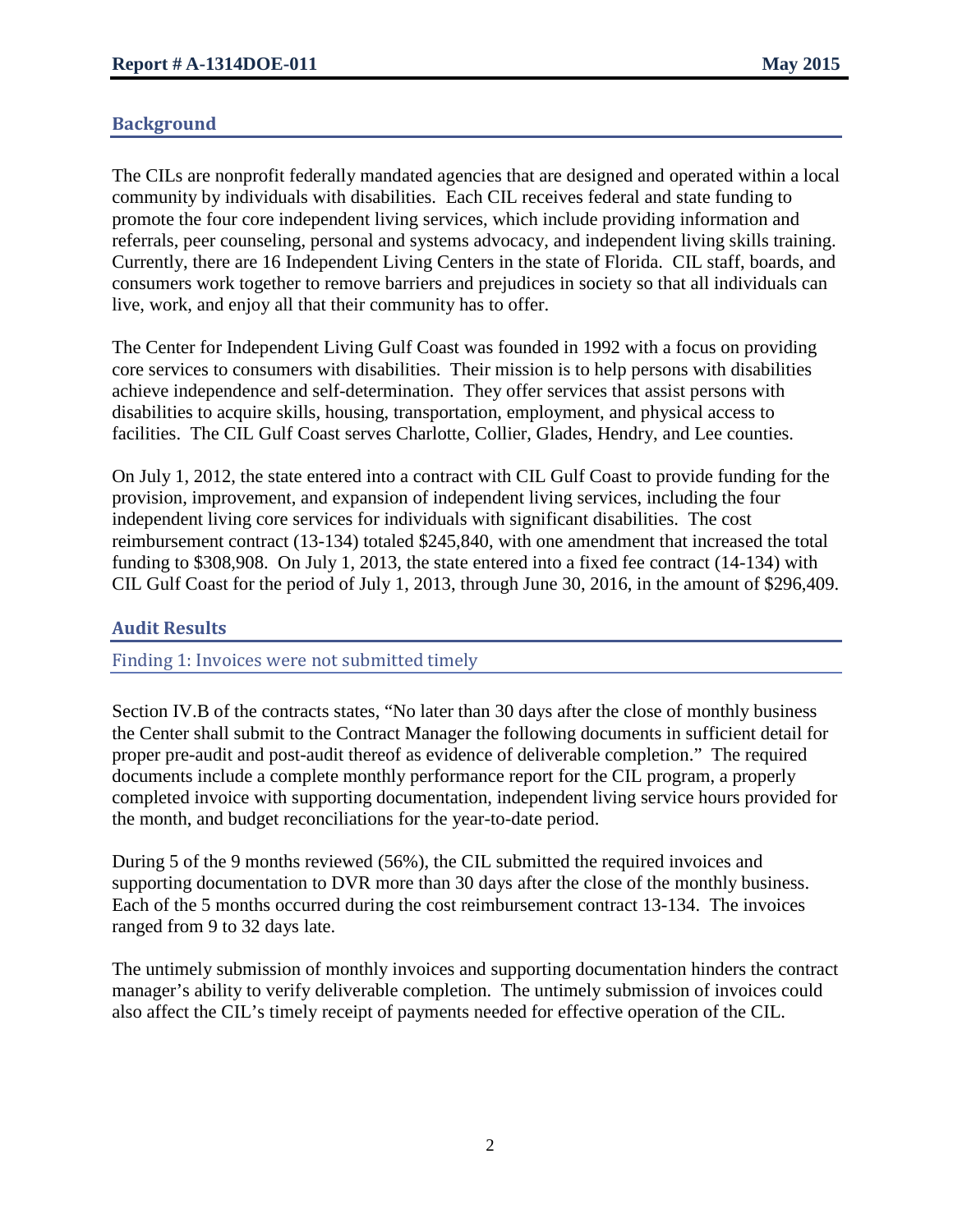## Background

The CILs are nonprofit federally mandated agencies that are designed and operated within a local community by individuals with disabilities. Each CIL receives federal and state funding to promote the four core independent living services, which include providing information and referrals, peer counseling, personal and systems advocacy, and independent living skills training. Currently, there are 16 Independent Living Centers in the state of Florida. CIL staff, boards, and consumers work together to remove barriers and prejudices in society so that all individuals can live, work, and enjoy all that their community has to offer.

The Center for Independent Living Gulf Coast was founded in 1992 with a focus on providing core services to consumers with disabilities. Their mission is to help persons with disabilities achieve independence and self-determination. They offer services that assist persons with disabilities to acquire skills, housing, transportation, employment, and physical access to facilities. The CIL Gulf Coast serves Charlotte, Collier, Glades, Hendry, and Lee counties.

On July 1, 2012, the state entered into a contract with CIL Gulf Coast to provide funding for the provision, improvement, and expansion of independent living services, including the four independent living core services for individuals with significant disabilities. The cost reimbursement contract (13-134) totaled $245,840, with one amendment that increased the total funding to $308,908. On July 1, 2013, the state entered into a fixed fee contract (14-134) with CIL Gulf Coast for the period of July 1, 2013, through June 30, 2016, in the amount of $296,409.

## Audit Results

### Finding 1: Invoices were not submitted timely

Section IV.B of the contracts states, "No later than 30 days after the close of monthly business the Center shall submit to the Contract Manager the following documents in sufficient detail for proper pre-audit and post-audit thereof as evidence of deliverable completion." The required documents include a complete monthly performance report for the CIL program, a properly completed invoice with supporting documentation, independent living service hours provided for the month, and budget reconciliations for the year-to-date period.

During 5 of the 9 months reviewed (56%), the CIL submitted the required invoices and supporting documentation to DVR more than 30 days after the close of the monthly business. Each of the 5 months occurred during the cost reimbursement contract 13-134. The invoices ranged from 9 to 32 days late.

The untimely submission of monthly invoices and supporting documentation hinders the contract manager's ability to verify deliverable completion. The untimely submission of invoices could also affect the CIL's timely receipt of payments needed for effective operation of the CIL.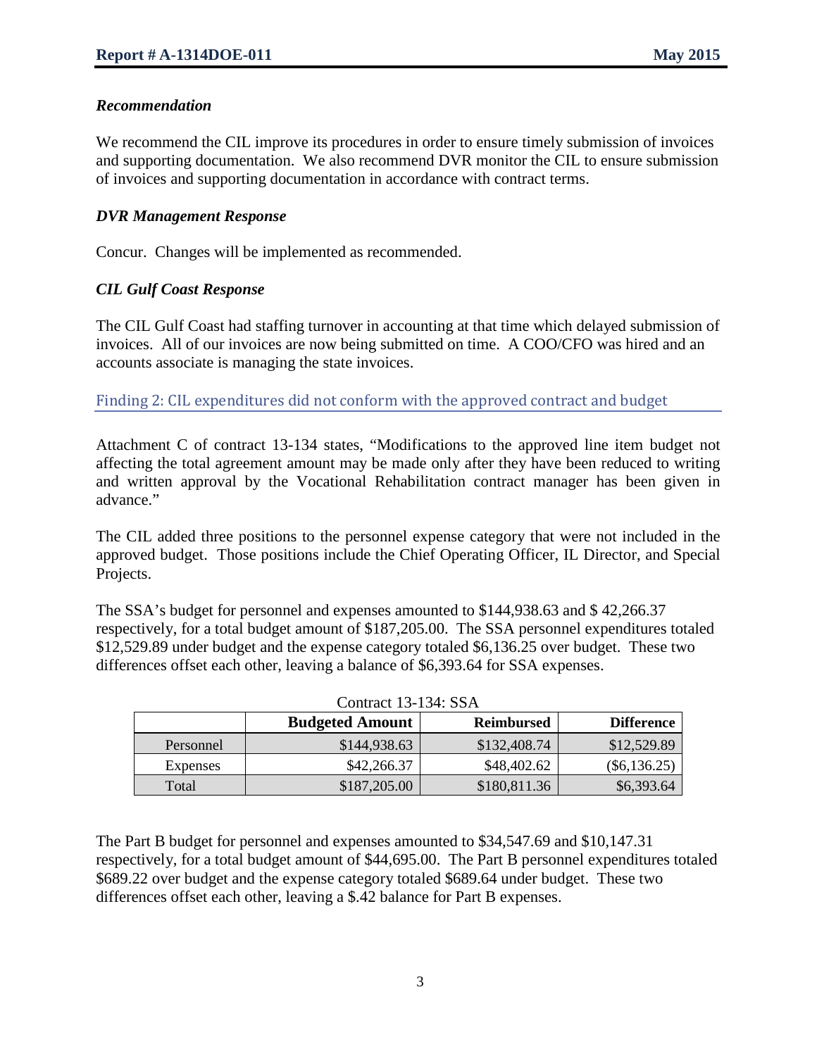### *Recommendation*

We recommend the CIL improve its procedures in order to ensure timely submission of invoices and supporting documentation. We also recommend DVR monitor the CIL to ensure submission of invoices and supporting documentation in accordance with contract terms.

### *DVR Management Response*

Concur. Changes will be implemented as recommended.

### *CIL Gulf Coast Response*

The CIL Gulf Coast had staffing turnover in accounting at that time which delayed submission of invoices. All of our invoices are now being submitted on time. A COO/CFO was hired and an accounts associate is managing the state invoices.

## Finding 2: CIL expenditures did not conform with the approved contract and budget

Attachment C of contract 13-134 states, "Modifications to the approved line item budget not affecting the total agreement amount may be made only after they have been reduced to writing and written approval by the Vocational Rehabilitation contract manager has been given in advance."

The CIL added three positions to the personnel expense category that were not included in the approved budget. Those positions include the Chief Operating Officer, IL Director, and Special Projects.

The SSA's budget for personnel and expenses amounted to $144,938.63 and $ 42,266.37 respectively, for a total budget amount of $187,205.00. The SSA personnel expenditures totaled $12,529.89 under budget and the expense category totaled $6,136.25 over budget. These two differences offset each other, leaving a balance of $6,393.64 for SSA expenses.

Contract 13-134: SSA

| | Budgeted Amount | Reimbursed | Difference |
|---|---|---|---|
| Personnel | $144,938.63 | $132,408.74 | $12,529.89 |
| Expenses | $42,266.37 | $48,402.62 | ($6,136.25) |
| Total | $187,205.00 | $180,811.36 | $6,393.64 |

The Part B budget for personnel and expenses amounted to $34,547.69 and $10,147.31 respectively, for a total budget amount of $44,695.00. The Part B personnel expenditures totaled $689.22 over budget and the expense category totaled $689.64 under budget. These two differences offset each other, leaving a $.42 balance for Part B expenses.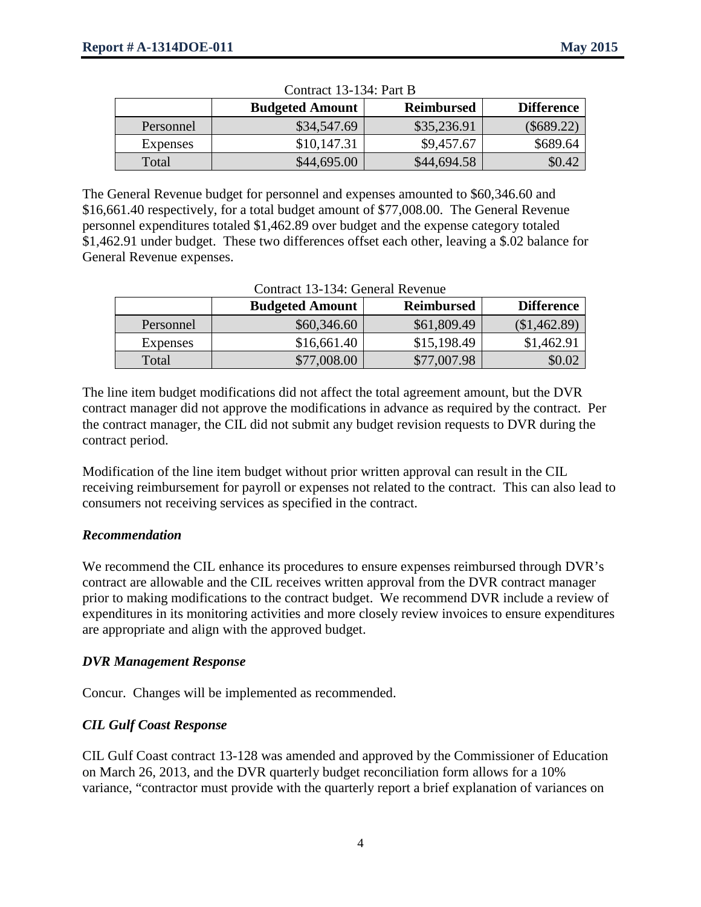Contract 13-134: Part B

| | Budgeted Amount | Reimbursed | Difference |
|---|---|---|---|
| Personnel | $34,547.69 | $35,236.91 | ($689.22) |
| Expenses | $10,147.31 | $9,457.67 | $689.64 |
| Total | $44,695.00 | $44,694.58 | $0.42 |

The General Revenue budget for personnel and expenses amounted to $60,346.60 and $16,661.40 respectively, for a total budget amount of $77,008.00. The General Revenue personnel expenditures totaled $1,462.89 over budget and the expense category totaled $1,462.91 under budget. These two differences offset each other, leaving a $.02 balance for General Revenue expenses.

Contract 13-134: General Revenue

| | Budgeted Amount | Reimbursed | Difference |
|---|---|---|---|
| Personnel | $60,346.60 | $61,809.49 | ($1,462.89) |
| Expenses | $16,661.40 | $15,198.49 | $1,462.91 |
| Total | $77,008.00 | $77,007.98 | $0.02 |

The line item budget modifications did not affect the total agreement amount, but the DVR contract manager did not approve the modifications in advance as required by the contract. Per the contract manager, the CIL did not submit any budget revision requests to DVR during the contract period.

Modification of the line item budget without prior written approval can result in the CIL receiving reimbursement for payroll or expenses not related to the contract. This can also lead to consumers not receiving services as specified in the contract.

### *Recommendation*

We recommend the CIL enhance its procedures to ensure expenses reimbursed through DVR's contract are allowable and the CIL receives written approval from the DVR contract manager prior to making modifications to the contract budget. We recommend DVR include a review of expenditures in its monitoring activities and more closely review invoices to ensure expenditures are appropriate and align with the approved budget.

### *DVR Management Response*

Concur. Changes will be implemented as recommended.

### *CIL Gulf Coast Response*

CIL Gulf Coast contract 13-128 was amended and approved by the Commissioner of Education on March 26, 2013, and the DVR quarterly budget reconciliation form allows for a 10% variance, "contractor must provide with the quarterly report a brief explanation of variances on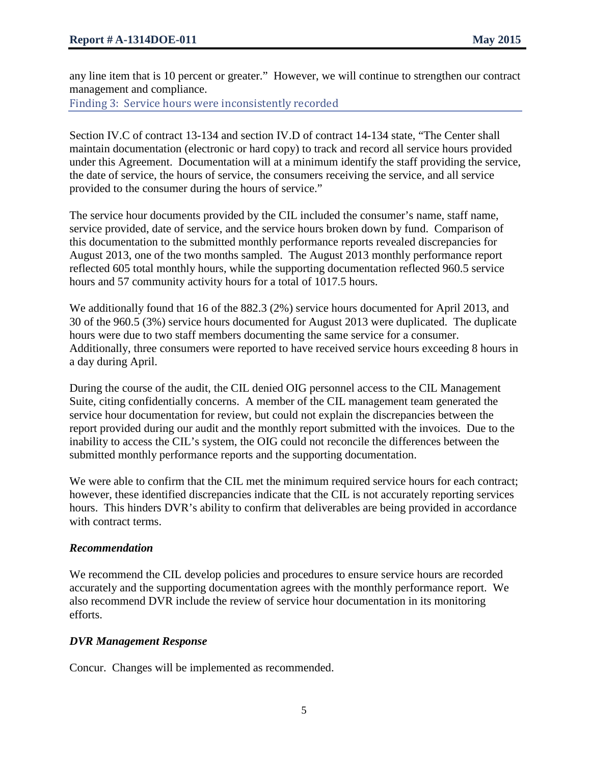any line item that is 10 percent or greater." However, we will continue to strengthen our contract management and compliance.

## Finding 3: Service hours were inconsistently recorded

Section IV.C of contract 13-134 and section IV.D of contract 14-134 state, "The Center shall maintain documentation (electronic or hard copy) to track and record all service hours provided under this Agreement. Documentation will at a minimum identify the staff providing the service, the date of service, the hours of service, the consumers receiving the service, and all service provided to the consumer during the hours of service."

The service hour documents provided by the CIL included the consumer's name, staff name, service provided, date of service, and the service hours broken down by fund. Comparison of this documentation to the submitted monthly performance reports revealed discrepancies for August 2013, one of the two months sampled. The August 2013 monthly performance report reflected 605 total monthly hours, while the supporting documentation reflected 960.5 service hours and 57 community activity hours for a total of 1017.5 hours.

We additionally found that 16 of the 882.3 (2%) service hours documented for April 2013, and 30 of the 960.5 (3%) service hours documented for August 2013 were duplicated. The duplicate hours were due to two staff members documenting the same service for a consumer. Additionally, three consumers were reported to have received service hours exceeding 8 hours in a day during April.

During the course of the audit, the CIL denied OIG personnel access to the CIL Management Suite, citing confidentially concerns. A member of the CIL management team generated the service hour documentation for review, but could not explain the discrepancies between the report provided during our audit and the monthly report submitted with the invoices. Due to the inability to access the CIL's system, the OIG could not reconcile the differences between the submitted monthly performance reports and the supporting documentation.

We were able to confirm that the CIL met the minimum required service hours for each contract; however, these identified discrepancies indicate that the CIL is not accurately reporting services hours. This hinders DVR's ability to confirm that deliverables are being provided in accordance with contract terms.

### *Recommendation*

We recommend the CIL develop policies and procedures to ensure service hours are recorded accurately and the supporting documentation agrees with the monthly performance report. We also recommend DVR include the review of service hour documentation in its monitoring efforts.

### *DVR Management Response*

Concur. Changes will be implemented as recommended.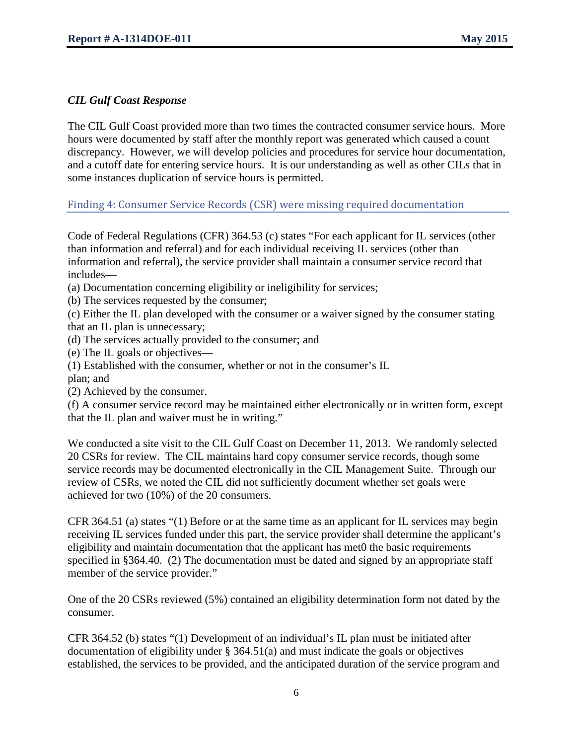### *CIL Gulf Coast Response*

The CIL Gulf Coast provided more than two times the contracted consumer service hours. More hours were documented by staff after the monthly report was generated which caused a count discrepancy. However, we will develop policies and procedures for service hour documentation, and a cutoff date for entering service hours. It is our understanding as well as other CILs that in some instances duplication of service hours is permitted.

## Finding 4: Consumer Service Records (CSR) were missing required documentation

Code of Federal Regulations (CFR) 364.53 (c) states "For each applicant for IL services (other than information and referral) and for each individual receiving IL services (other than information and referral), the service provider shall maintain a consumer service record that includes—

(a) Documentation concerning eligibility or ineligibility for services;
(b) The services requested by the consumer;
(c) Either the IL plan developed with the consumer or a waiver signed by the consumer stating that an IL plan is unnecessary;
(d) The services actually provided to the consumer; and
(e) The IL goals or objectives—
(1) Established with the consumer, whether or not in the consumer's IL plan; and
(2) Achieved by the consumer.
(f) A consumer service record may be maintained either electronically or in written form, except that the IL plan and waiver must be in writing."

We conducted a site visit to the CIL Gulf Coast on December 11, 2013. We randomly selected 20 CSRs for review. The CIL maintains hard copy consumer service records, though some service records may be documented electronically in the CIL Management Suite. Through our review of CSRs, we noted the CIL did not sufficiently document whether set goals were achieved for two (10%) of the 20 consumers.

CFR 364.51 (a) states "(1) Before or at the same time as an applicant for IL services may begin receiving IL services funded under this part, the service provider shall determine the applicant's eligibility and maintain documentation that the applicant has met0 the basic requirements specified in §364.40. (2) The documentation must be dated and signed by an appropriate staff member of the service provider."

One of the 20 CSRs reviewed (5%) contained an eligibility determination form not dated by the consumer.

CFR 364.52 (b) states "(1) Development of an individual's IL plan must be initiated after documentation of eligibility under § 364.51(a) and must indicate the goals or objectives established, the services to be provided, and the anticipated duration of the service program and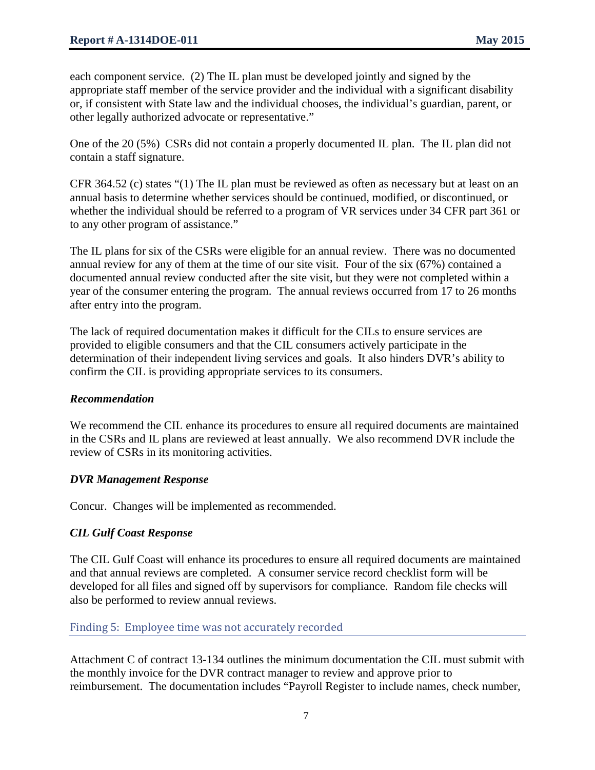each component service. (2) The IL plan must be developed jointly and signed by the appropriate staff member of the service provider and the individual with a significant disability or, if consistent with State law and the individual chooses, the individual's guardian, parent, or other legally authorized advocate or representative."

One of the 20 (5%) CSRs did not contain a properly documented IL plan. The IL plan did not contain a staff signature.

CFR 364.52 (c) states "(1) The IL plan must be reviewed as often as necessary but at least on an annual basis to determine whether services should be continued, modified, or discontinued, or whether the individual should be referred to a program of VR services under 34 CFR part 361 or to any other program of assistance."

The IL plans for six of the CSRs were eligible for an annual review. There was no documented annual review for any of them at the time of our site visit. Four of the six (67%) contained a documented annual review conducted after the site visit, but they were not completed within a year of the consumer entering the program. The annual reviews occurred from 17 to 26 months after entry into the program.

The lack of required documentation makes it difficult for the CILs to ensure services are provided to eligible consumers and that the CIL consumers actively participate in the determination of their independent living services and goals. It also hinders DVR's ability to confirm the CIL is providing appropriate services to its consumers.

### *Recommendation*

We recommend the CIL enhance its procedures to ensure all required documents are maintained in the CSRs and IL plans are reviewed at least annually. We also recommend DVR include the review of CSRs in its monitoring activities.

### *DVR Management Response*

Concur. Changes will be implemented as recommended.

### *CIL Gulf Coast Response*

The CIL Gulf Coast will enhance its procedures to ensure all required documents are maintained and that annual reviews are completed. A consumer service record checklist form will be developed for all files and signed off by supervisors for compliance. Random file checks will also be performed to review annual reviews.

## Finding 5: Employee time was not accurately recorded

Attachment C of contract 13-134 outlines the minimum documentation the CIL must submit with the monthly invoice for the DVR contract manager to review and approve prior to reimbursement. The documentation includes "Payroll Register to include names, check number,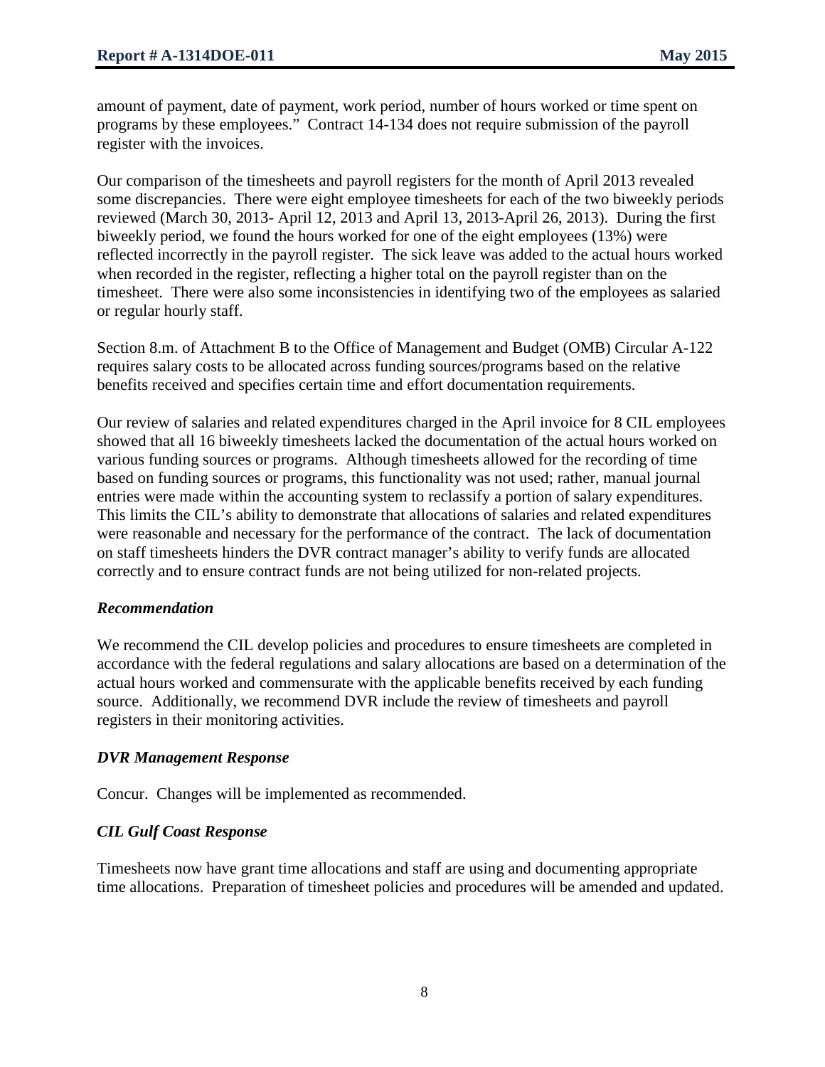amount of payment, date of payment, work period, number of hours worked or time spent on programs by these employees." Contract 14-134 does not require submission of the payroll register with the invoices.

Our comparison of the timesheets and payroll registers for the month of April 2013 revealed some discrepancies. There were eight employee timesheets for each of the two biweekly periods reviewed (March 30, 2013- April 12, 2013 and April 13, 2013-April 26, 2013). During the first biweekly period, we found the hours worked for one of the eight employees (13%) were reflected incorrectly in the payroll register. The sick leave was added to the actual hours worked when recorded in the register, reflecting a higher total on the payroll register than on the timesheet. There were also some inconsistencies in identifying two of the employees as salaried or regular hourly staff.

Section 8.m. of Attachment B to the Office of Management and Budget (OMB) Circular A-122 requires salary costs to be allocated across funding sources/programs based on the relative benefits received and specifies certain time and effort documentation requirements.

Our review of salaries and related expenditures charged in the April invoice for 8 CIL employees showed that all 16 biweekly timesheets lacked the documentation of the actual hours worked on various funding sources or programs. Although timesheets allowed for the recording of time based on funding sources or programs, this functionality was not used; rather, manual journal entries were made within the accounting system to reclassify a portion of salary expenditures. This limits the CIL's ability to demonstrate that allocations of salaries and related expenditures were reasonable and necessary for the performance of the contract. The lack of documentation on staff timesheets hinders the DVR contract manager's ability to verify funds are allocated correctly and to ensure contract funds are not being utilized for non-related projects.

### *Recommendation*

We recommend the CIL develop policies and procedures to ensure timesheets are completed in accordance with the federal regulations and salary allocations are based on a determination of the actual hours worked and commensurate with the applicable benefits received by each funding source. Additionally, we recommend DVR include the review of timesheets and payroll registers in their monitoring activities.

### *DVR Management Response*

Concur. Changes will be implemented as recommended.

### *CIL Gulf Coast Response*

Timesheets now have grant time allocations and staff are using and documenting appropriate time allocations. Preparation of timesheet policies and procedures will be amended and updated.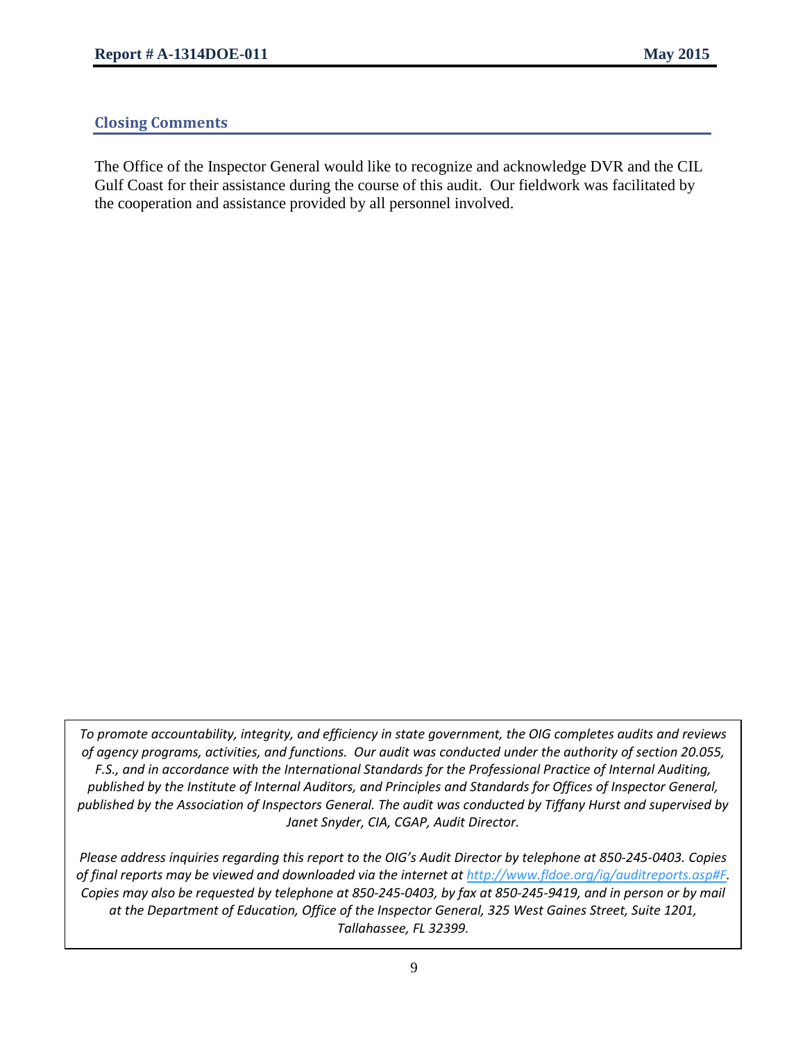## Closing Comments

The Office of the Inspector General would like to recognize and acknowledge DVR and the CIL Gulf Coast for their assistance during the course of this audit. Our fieldwork was facilitated by the cooperation and assistance provided by all personnel involved.

*To promote accountability, integrity, and efficiency in state government, the OIG completes audits and reviews of agency programs, activities, and functions. Our audit was conducted under the authority of section 20.055, F.S., and in accordance with the International Standards for the Professional Practice of Internal Auditing, published by the Institute of Internal Auditors, and Principles and Standards for Offices of Inspector General, published by the Association of Inspectors General. The audit was conducted by Tiffany Hurst and supervised by Janet Snyder, CIA, CGAP, Audit Director.*

*Please address inquiries regarding this report to the OIG's Audit Director by telephone at 850-245-0403. Copies of final reports may be viewed and downloaded via the internet at [http://www.fldoe.org/ig/auditreports.asp#F](http://www.fldoe.org/ig/auditreports.asp#F). Copies may also be requested by telephone at 850-245-0403, by fax at 850-245-9419, and in person or by mail at the Department of Education, Office of the Inspector General, 325 West Gaines Street, Suite 1201, Tallahassee, FL 32399.*